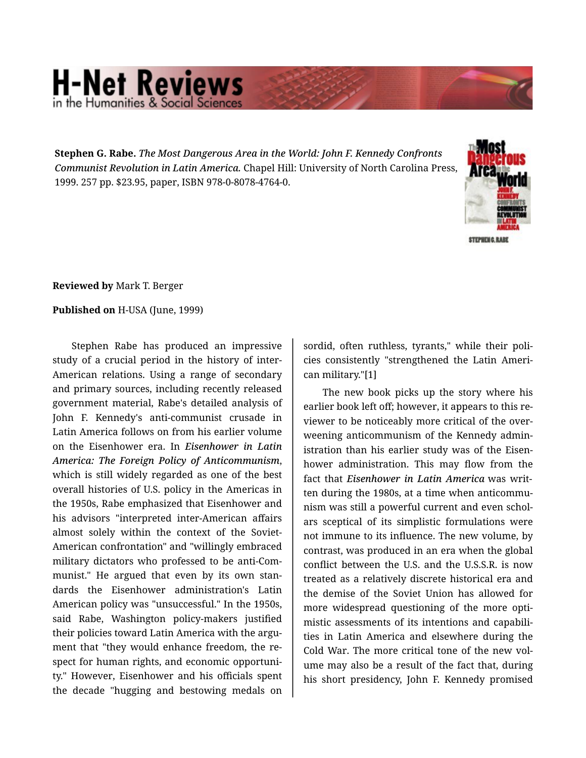**Stephen G. Rabe.** *The Most Dangerous Area in the World: John F. Kennedy Confronts Communist Revolution in Latin America.* Chapel Hill: University of North Carolina Press, 1999. 257 pp. $23.95, paper, ISBN 978-0-8078-4764-0.

**Reviewed by** Mark T. Berger

**Published on** H-USA (June, 1999)

Stephen Rabe has produced an impressive study of a crucial period in the history of inter-American relations. Using a range of secondary and primary sources, including recently released government material, Rabe's detailed analysis of John F. Kennedy's anti-communist crusade in Latin America follows on from his earlier volume on the Eisenhower era. In ***Eisenhower in Latin America: The Foreign Policy of Anticommunism***, which is still widely regarded as one of the best overall histories of U.S. policy in the Americas in the 1950s, Rabe emphasized that Eisenhower and his advisors "interpreted inter-American affairs almost solely within the context of the Soviet-American confrontation" and "willingly embraced military dictators who professed to be anti-Communist." He argued that even by its own standards the Eisenhower administration's Latin American policy was "unsuccessful." In the 1950s, said Rabe, Washington policy-makers justified their policies toward Latin America with the argument that "they would enhance freedom, the respect for human rights, and economic opportunity." However, Eisenhower and his officials spent the decade "hugging and bestowing medals on sordid, often ruthless, tyrants," while their policies consistently "strengthened the Latin American military."[1]

The new book picks up the story where his earlier book left off; however, it appears to this reviewer to be noticeably more critical of the overweening anticommunism of the Kennedy administration than his earlier study was of the Eisenhower administration. This may flow from the fact that ***Eisenhower in Latin America*** was written during the 1980s, at a time when anticommunism was still a powerful current and even scholars sceptical of its simplistic formulations were not immune to its influence. The new volume, by contrast, was produced in an era when the global conflict between the U.S. and the U.S.S.R. is now treated as a relatively discrete historical era and the demise of the Soviet Union has allowed for more widespread questioning of the more optimistic assessments of its intentions and capabilities in Latin America and elsewhere during the Cold War. The more critical tone of the new volume may also be a result of the fact that, during his short presidency, John F. Kennedy promised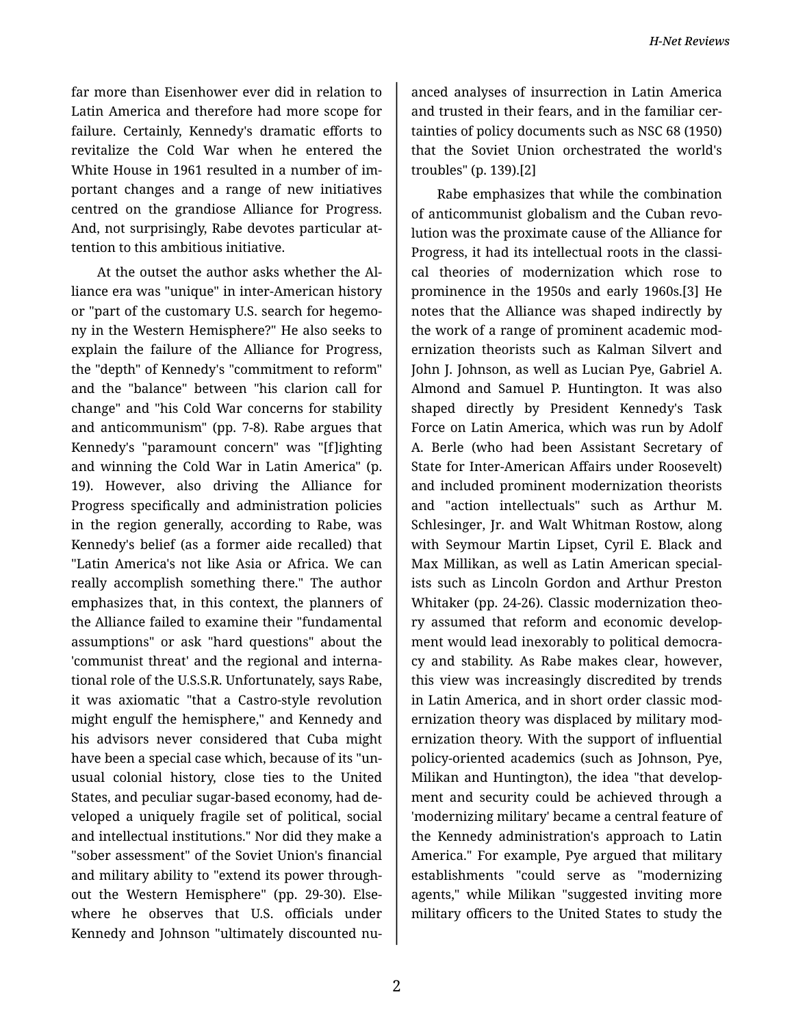far more than Eisenhower ever did in relation to Latin America and therefore had more scope for failure. Certainly, Kennedy's dramatic efforts to revitalize the Cold War when he entered the White House in 1961 resulted in a number of important changes and a range of new initiatives centred on the grandiose Alliance for Progress. And, not surprisingly, Rabe devotes particular attention to this ambitious initiative.

At the outset the author asks whether the Alliance era was "unique" in inter-American history or "part of the customary U.S. search for hegemony in the Western Hemisphere?" He also seeks to explain the failure of the Alliance for Progress, the "depth" of Kennedy's "commitment to reform" and the "balance" between "his clarion call for change" and "his Cold War concerns for stability and anticommunism" (pp. 7-8). Rabe argues that Kennedy's "paramount concern" was "[f]ighting and winning the Cold War in Latin America" (p. 19). However, also driving the Alliance for Progress specifically and administration policies in the region generally, according to Rabe, was Kennedy's belief (as a former aide recalled) that "Latin America's not like Asia or Africa. We can really accomplish something there." The author emphasizes that, in this context, the planners of the Alliance failed to examine their "fundamental assumptions" or ask "hard questions" about the 'communist threat' and the regional and international role of the U.S.S.R. Unfortunately, says Rabe, it was axiomatic "that a Castro-style revolution might engulf the hemisphere," and Kennedy and his advisors never considered that Cuba might have been a special case which, because of its "unusual colonial history, close ties to the United States, and peculiar sugar-based economy, had developed a uniquely fragile set of political, social and intellectual institutions." Nor did they make a "sober assessment" of the Soviet Union's financial and military ability to "extend its power throughout the Western Hemisphere" (pp. 29-30). Elsewhere he observes that U.S. officials under Kennedy and Johnson "ultimately discounted nuanced analyses of insurrection in Latin America and trusted in their fears, and in the familiar certainties of policy documents such as NSC 68 (1950) that the Soviet Union orchestrated the world's troubles" (p. 139).[2]

Rabe emphasizes that while the combination of anticommunist globalism and the Cuban revolution was the proximate cause of the Alliance for Progress, it had its intellectual roots in the classical theories of modernization which rose to prominence in the 1950s and early 1960s.[3] He notes that the Alliance was shaped indirectly by the work of a range of prominent academic modernization theorists such as Kalman Silvert and John J. Johnson, as well as Lucian Pye, Gabriel A. Almond and Samuel P. Huntington. It was also shaped directly by President Kennedy's Task Force on Latin America, which was run by Adolf A. Berle (who had been Assistant Secretary of State for Inter-American Affairs under Roosevelt) and included prominent modernization theorists and "action intellectuals" such as Arthur M. Schlesinger, Jr. and Walt Whitman Rostow, along with Seymour Martin Lipset, Cyril E. Black and Max Millikan, as well as Latin American specialists such as Lincoln Gordon and Arthur Preston Whitaker (pp. 24-26). Classic modernization theory assumed that reform and economic development would lead inexorably to political democracy and stability. As Rabe makes clear, however, this view was increasingly discredited by trends in Latin America, and in short order classic modernization theory was displaced by military modernization theory. With the support of influential policy-oriented academics (such as Johnson, Pye, Milikan and Huntington), the idea "that development and security could be achieved through a 'modernizing military' became a central feature of the Kennedy administration's approach to Latin America." For example, Pye argued that military establishments "could serve as "modernizing agents," while Milikan "suggested inviting more military officers to the United States to study the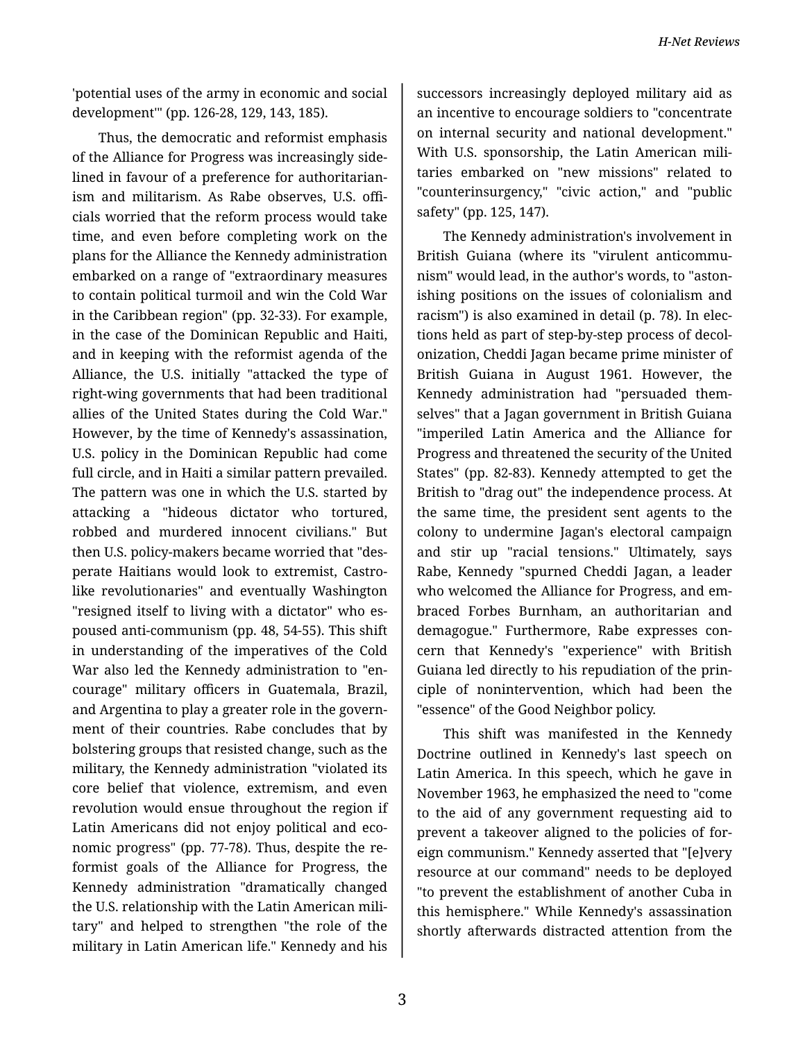'potential uses of the army in economic and social development'" (pp. 126-28, 129, 143, 185).

Thus, the democratic and reformist emphasis of the Alliance for Progress was increasingly sidelined in favour of a preference for authoritarianism and militarism. As Rabe observes, U.S. officials worried that the reform process would take time, and even before completing work on the plans for the Alliance the Kennedy administration embarked on a range of "extraordinary measures to contain political turmoil and win the Cold War in the Caribbean region" (pp. 32-33). For example, in the case of the Dominican Republic and Haiti, and in keeping with the reformist agenda of the Alliance, the U.S. initially "attacked the type of right-wing governments that had been traditional allies of the United States during the Cold War." However, by the time of Kennedy's assassination, U.S. policy in the Dominican Republic had come full circle, and in Haiti a similar pattern prevailed. The pattern was one in which the U.S. started by attacking a "hideous dictator who tortured, robbed and murdered innocent civilians." But then U.S. policy-makers became worried that "desperate Haitians would look to extremist, Castro-like revolutionaries" and eventually Washington "resigned itself to living with a dictator" who espoused anti-communism (pp. 48, 54-55). This shift in understanding of the imperatives of the Cold War also led the Kennedy administration to "encourage" military officers in Guatemala, Brazil, and Argentina to play a greater role in the government of their countries. Rabe concludes that by bolstering groups that resisted change, such as the military, the Kennedy administration "violated its core belief that violence, extremism, and even revolution would ensue throughout the region if Latin Americans did not enjoy political and economic progress" (pp. 77-78). Thus, despite the reformist goals of the Alliance for Progress, the Kennedy administration "dramatically changed the U.S. relationship with the Latin American military" and helped to strengthen "the role of the military in Latin American life." Kennedy and his successors increasingly deployed military aid as an incentive to encourage soldiers to "concentrate on internal security and national development." With U.S. sponsorship, the Latin American militaries embarked on "new missions" related to "counterinsurgency," "civic action," and "public safety" (pp. 125, 147).

The Kennedy administration's involvement in British Guiana (where its "virulent anticommunism" would lead, in the author's words, to "astonishing positions on the issues of colonialism and racism") is also examined in detail (p. 78). In elections held as part of step-by-step process of decolonization, Cheddi Jagan became prime minister of British Guiana in August 1961. However, the Kennedy administration had "persuaded themselves" that a Jagan government in British Guiana "imperiled Latin America and the Alliance for Progress and threatened the security of the United States" (pp. 82-83). Kennedy attempted to get the British to "drag out" the independence process. At the same time, the president sent agents to the colony to undermine Jagan's electoral campaign and stir up "racial tensions." Ultimately, says Rabe, Kennedy "spurned Cheddi Jagan, a leader who welcomed the Alliance for Progress, and embraced Forbes Burnham, an authoritarian and demagogue." Furthermore, Rabe expresses concern that Kennedy's "experience" with British Guiana led directly to his repudiation of the principle of nonintervention, which had been the "essence" of the Good Neighbor policy.

This shift was manifested in the Kennedy Doctrine outlined in Kennedy's last speech on Latin America. In this speech, which he gave in November 1963, he emphasized the need to "come to the aid of any government requesting aid to prevent a takeover aligned to the policies of foreign communism." Kennedy asserted that "[e]very resource at our command" needs to be deployed "to prevent the establishment of another Cuba in this hemisphere." While Kennedy's assassination shortly afterwards distracted attention from the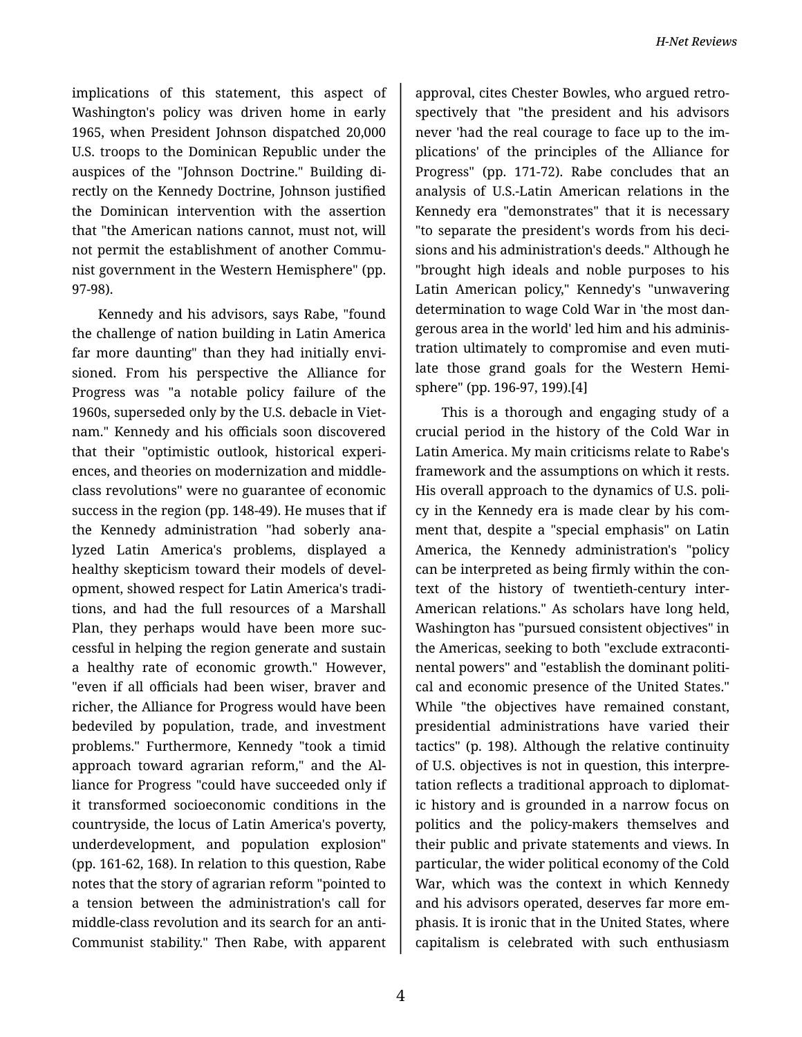implications of this statement, this aspect of Washington's policy was driven home in early 1965, when President Johnson dispatched 20,000 U.S. troops to the Dominican Republic under the auspices of the "Johnson Doctrine." Building directly on the Kennedy Doctrine, Johnson justified the Dominican intervention with the assertion that "the American nations cannot, must not, will not permit the establishment of another Communist government in the Western Hemisphere" (pp. 97-98).

Kennedy and his advisors, says Rabe, "found the challenge of nation building in Latin America far more daunting" than they had initially envisioned. From his perspective the Alliance for Progress was "a notable policy failure of the 1960s, superseded only by the U.S. debacle in Vietnam." Kennedy and his officials soon discovered that their "optimistic outlook, historical experiences, and theories on modernization and middle-class revolutions" were no guarantee of economic success in the region (pp. 148-49). He muses that if the Kennedy administration "had soberly analyzed Latin America's problems, displayed a healthy skepticism toward their models of development, showed respect for Latin America's traditions, and had the full resources of a Marshall Plan, they perhaps would have been more successful in helping the region generate and sustain a healthy rate of economic growth." However, "even if all officials had been wiser, braver and richer, the Alliance for Progress would have been bedeviled by population, trade, and investment problems." Furthermore, Kennedy "took a timid approach toward agrarian reform," and the Alliance for Progress "could have succeeded only if it transformed socioeconomic conditions in the countryside, the locus of Latin America's poverty, underdevelopment, and population explosion" (pp. 161-62, 168). In relation to this question, Rabe notes that the story of agrarian reform "pointed to a tension between the administration's call for middle-class revolution and its search for an anti-Communist stability." Then Rabe, with apparent approval, cites Chester Bowles, who argued retrospectively that "the president and his advisors never 'had the real courage to face up to the implications' of the principles of the Alliance for Progress" (pp. 171-72). Rabe concludes that an analysis of U.S.-Latin American relations in the Kennedy era "demonstrates" that it is necessary "to separate the president's words from his decisions and his administration's deeds." Although he "brought high ideals and noble purposes to his Latin American policy," Kennedy's "unwavering determination to wage Cold War in 'the most dangerous area in the world' led him and his administration ultimately to compromise and even mutilate those grand goals for the Western Hemisphere" (pp. 196-97, 199).[4]

This is a thorough and engaging study of a crucial period in the history of the Cold War in Latin America. My main criticisms relate to Rabe's framework and the assumptions on which it rests. His overall approach to the dynamics of U.S. policy in the Kennedy era is made clear by his comment that, despite a "special emphasis" on Latin America, the Kennedy administration's "policy can be interpreted as being firmly within the context of the history of twentieth-century inter-American relations." As scholars have long held, Washington has "pursued consistent objectives" in the Americas, seeking to both "exclude extracontinental powers" and "establish the dominant political and economic presence of the United States." While "the objectives have remained constant, presidential administrations have varied their tactics" (p. 198). Although the relative continuity of U.S. objectives is not in question, this interpretation reflects a traditional approach to diplomatic history and is grounded in a narrow focus on politics and the policy-makers themselves and their public and private statements and views. In particular, the wider political economy of the Cold War, which was the context in which Kennedy and his advisors operated, deserves far more emphasis. It is ironic that in the United States, where capitalism is celebrated with such enthusiasm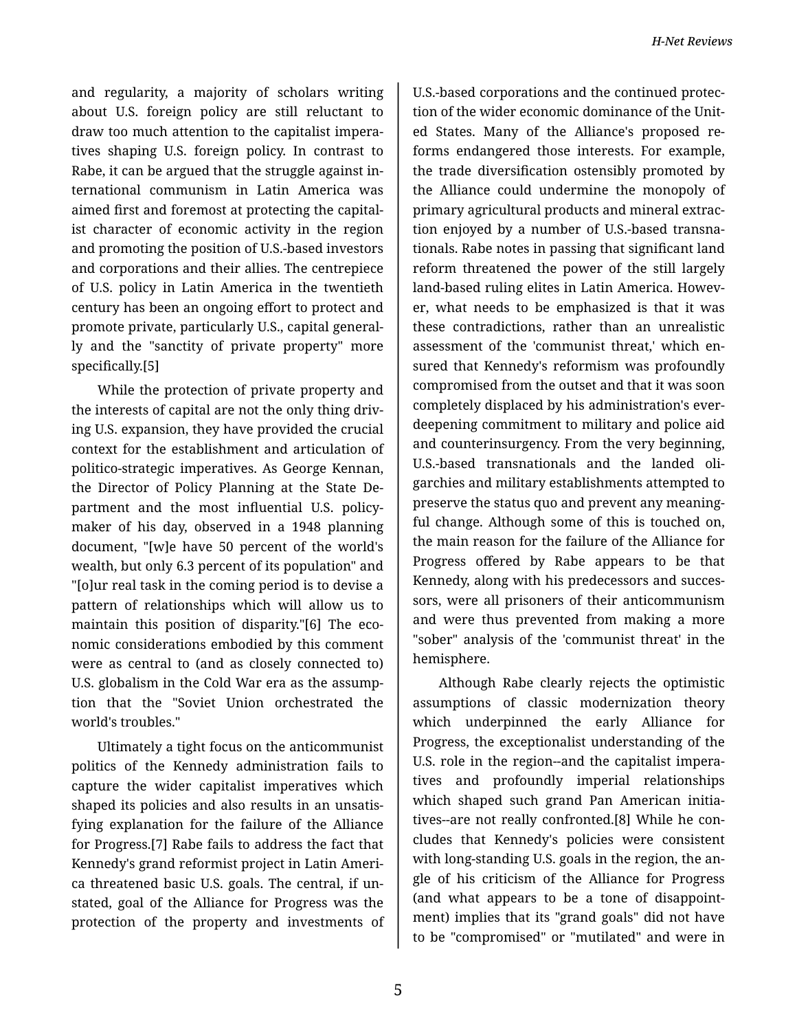and regularity, a majority of scholars writing about U.S. foreign policy are still reluctant to draw too much attention to the capitalist imperatives shaping U.S. foreign policy. In contrast to Rabe, it can be argued that the struggle against international communism in Latin America was aimed first and foremost at protecting the capitalist character of economic activity in the region and promoting the position of U.S.-based investors and corporations and their allies. The centrepiece of U.S. policy in Latin America in the twentieth century has been an ongoing effort to protect and promote private, particularly U.S., capital generally and the "sanctity of private property" more specifically.[5]

While the protection of private property and the interests of capital are not the only thing driving U.S. expansion, they have provided the crucial context for the establishment and articulation of politico-strategic imperatives. As George Kennan, the Director of Policy Planning at the State Department and the most influential U.S. policymaker of his day, observed in a 1948 planning document, "[w]e have 50 percent of the world's wealth, but only 6.3 percent of its population" and "[o]ur real task in the coming period is to devise a pattern of relationships which will allow us to maintain this position of disparity."[6] The economic considerations embodied by this comment were as central to (and as closely connected to) U.S. globalism in the Cold War era as the assumption that the "Soviet Union orchestrated the world's troubles."

Ultimately a tight focus on the anticommunist politics of the Kennedy administration fails to capture the wider capitalist imperatives which shaped its policies and also results in an unsatisfying explanation for the failure of the Alliance for Progress.[7] Rabe fails to address the fact that Kennedy's grand reformist project in Latin America threatened basic U.S. goals. The central, if unstated, goal of the Alliance for Progress was the protection of the property and investments of U.S.-based corporations and the continued protection of the wider economic dominance of the United States. Many of the Alliance's proposed reforms endangered those interests. For example, the trade diversification ostensibly promoted by the Alliance could undermine the monopoly of primary agricultural products and mineral extraction enjoyed by a number of U.S.-based transnationals. Rabe notes in passing that significant land reform threatened the power of the still largely land-based ruling elites in Latin America. However, what needs to be emphasized is that it was these contradictions, rather than an unrealistic assessment of the 'communist threat,' which ensured that Kennedy's reformism was profoundly compromised from the outset and that it was soon completely displaced by his administration's ever-deepening commitment to military and police aid and counterinsurgency. From the very beginning, U.S.-based transnationals and the landed oligarchies and military establishments attempted to preserve the status quo and prevent any meaningful change. Although some of this is touched on, the main reason for the failure of the Alliance for Progress offered by Rabe appears to be that Kennedy, along with his predecessors and successors, were all prisoners of their anticommunism and were thus prevented from making a more "sober" analysis of the 'communist threat' in the hemisphere.

Although Rabe clearly rejects the optimistic assumptions of classic modernization theory which underpinned the early Alliance for Progress, the exceptionalist understanding of the U.S. role in the region--and the capitalist imperatives and profoundly imperial relationships which shaped such grand Pan American initiatives--are not really confronted.[8] While he concludes that Kennedy's policies were consistent with long-standing U.S. goals in the region, the angle of his criticism of the Alliance for Progress (and what appears to be a tone of disappointment) implies that its "grand goals" did not have to be "compromised" or "mutilated" and were in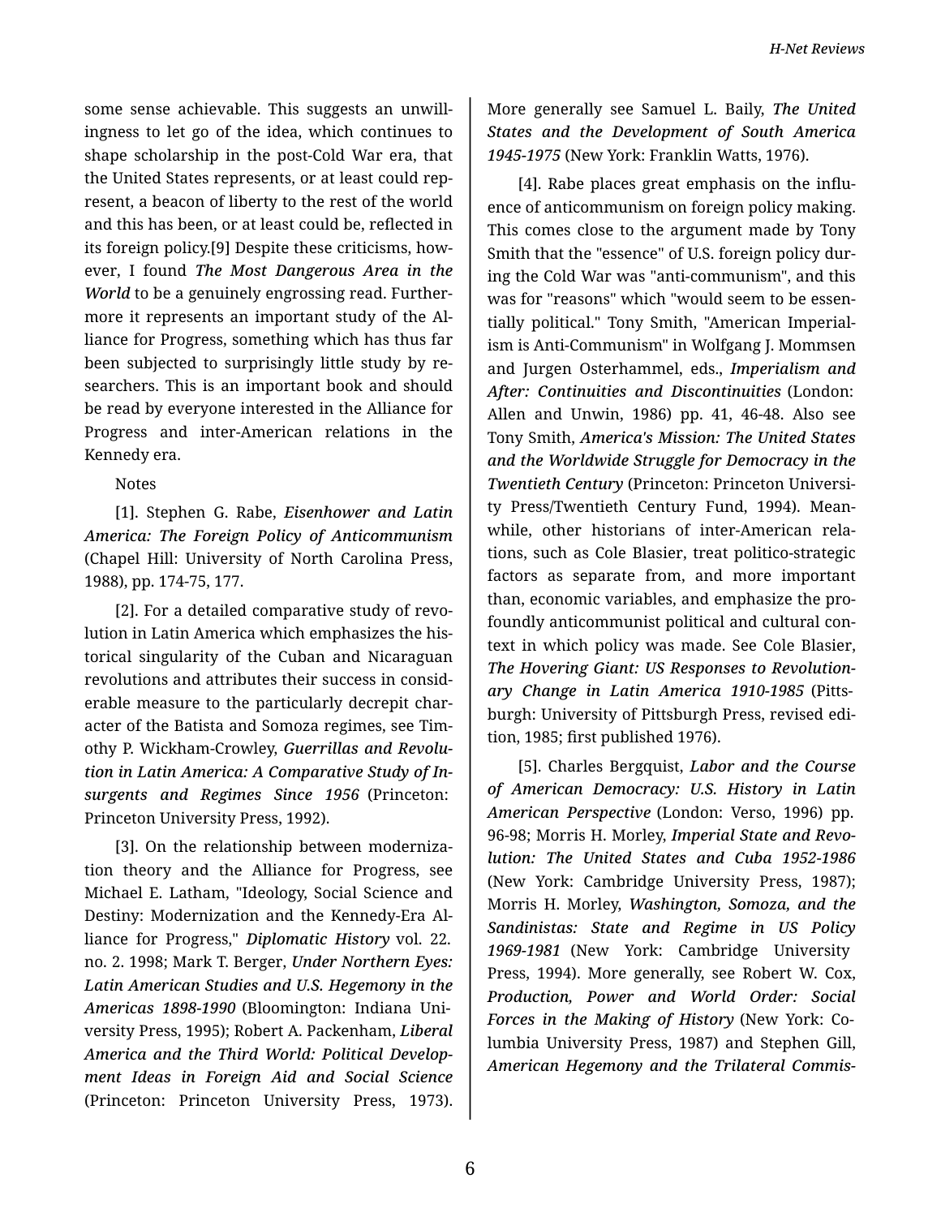some sense achievable. This suggests an unwillingness to let go of the idea, which continues to shape scholarship in the post-Cold War era, that the United States represents, or at least could represent, a beacon of liberty to the rest of the world and this has been, or at least could be, reflected in its foreign policy.[9] Despite these criticisms, however, I found *The Most Dangerous Area in the World* to be a genuinely engrossing read. Furthermore it represents an important study of the Alliance for Progress, something which has thus far been subjected to surprisingly little study by researchers. This is an important book and should be read by everyone interested in the Alliance for Progress and inter-American relations in the Kennedy era.

Notes

[1]. Stephen G. Rabe, *Eisenhower and Latin America: The Foreign Policy of Anticommunism* (Chapel Hill: University of North Carolina Press, 1988), pp. 174-75, 177.

[2]. For a detailed comparative study of revolution in Latin America which emphasizes the historical singularity of the Cuban and Nicaraguan revolutions and attributes their success in considerable measure to the particularly decrepit character of the Batista and Somoza regimes, see Timothy P. Wickham-Crowley, *Guerrillas and Revolution in Latin America: A Comparative Study of Insurgents and Regimes Since 1956* (Princeton: Princeton University Press, 1992).

[3]. On the relationship between modernization theory and the Alliance for Progress, see Michael E. Latham, "Ideology, Social Science and Destiny: Modernization and the Kennedy-Era Alliance for Progress," *Diplomatic History* vol. 22. no. 2. 1998; Mark T. Berger, *Under Northern Eyes: Latin American Studies and U.S. Hegemony in the Americas 1898-1990* (Bloomington: Indiana University Press, 1995); Robert A. Packenham, *Liberal America and the Third World: Political Development Ideas in Foreign Aid and Social Science* (Princeton: Princeton University Press, 1973). More generally see Samuel L. Baily, *The United States and the Development of South America 1945-1975* (New York: Franklin Watts, 1976).

[4]. Rabe places great emphasis on the influence of anticommunism on foreign policy making. This comes close to the argument made by Tony Smith that the "essence" of U.S. foreign policy during the Cold War was "anti-communism", and this was for "reasons" which "would seem to be essentially political." Tony Smith, "American Imperialism is Anti-Communism" in Wolfgang J. Mommsen and Jurgen Osterhammel, eds., *Imperialism and After: Continuities and Discontinuities* (London: Allen and Unwin, 1986) pp. 41, 46-48. Also see Tony Smith, *America's Mission: The United States and the Worldwide Struggle for Democracy in the Twentieth Century* (Princeton: Princeton University Press/Twentieth Century Fund, 1994). Meanwhile, other historians of inter-American relations, such as Cole Blasier, treat politico-strategic factors as separate from, and more important than, economic variables, and emphasize the profoundly anticommunist political and cultural context in which policy was made. See Cole Blasier, *The Hovering Giant: US Responses to Revolutionary Change in Latin America 1910-1985* (Pittsburgh: University of Pittsburgh Press, revised edition, 1985; first published 1976).

[5]. Charles Bergquist, *Labor and the Course of American Democracy: U.S. History in Latin American Perspective* (London: Verso, 1996) pp. 96-98; Morris H. Morley, *Imperial State and Revolution: The United States and Cuba 1952-1986* (New York: Cambridge University Press, 1987); Morris H. Morley, *Washington, Somoza, and the Sandinistas: State and Regime in US Policy 1969-1981* (New York: Cambridge University Press, 1994). More generally, see Robert W. Cox, *Production, Power and World Order: Social Forces in the Making of History* (New York: Columbia University Press, 1987) and Stephen Gill, *American Hegemony and the Trilateral Commis-*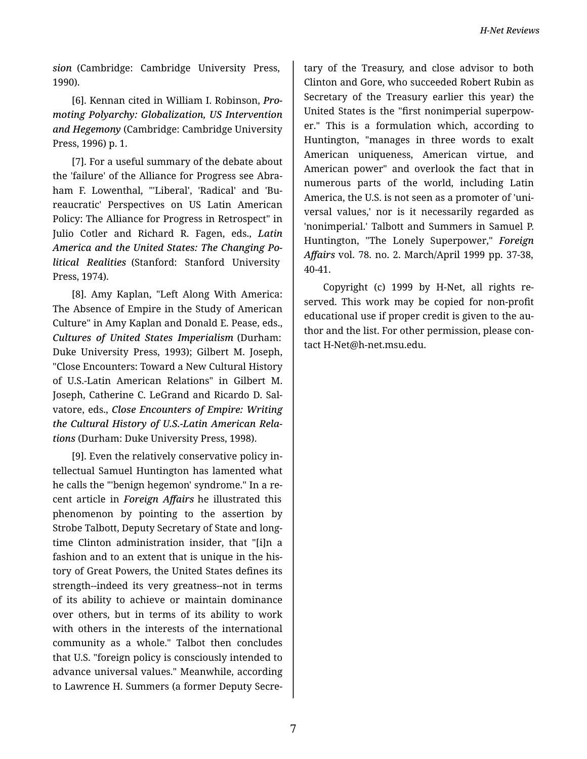*sion* (Cambridge: Cambridge University Press, 1990).

[6]. Kennan cited in William I. Robinson, ***Promoting Polyarchy: Globalization, US Intervention and Hegemony*** (Cambridge: Cambridge University Press, 1996) p. 1.

[7]. For a useful summary of the debate about the 'failure' of the Alliance for Progress see Abraham F. Lowenthal, "'Liberal', 'Radical' and 'Bureaucratic' Perspectives on US Latin American Policy: The Alliance for Progress in Retrospect" in Julio Cotler and Richard R. Fagen, eds., ***Latin America and the United States: The Changing Political Realities*** (Stanford: Stanford University Press, 1974).

[8]. Amy Kaplan, "Left Along With America: The Absence of Empire in the Study of American Culture" in Amy Kaplan and Donald E. Pease, eds., ***Cultures of United States Imperialism*** (Durham: Duke University Press, 1993); Gilbert M. Joseph, "Close Encounters: Toward a New Cultural History of U.S.-Latin American Relations" in Gilbert M. Joseph, Catherine C. LeGrand and Ricardo D. Salvatore, eds., ***Close Encounters of Empire: Writing the Cultural History of U.S.-Latin American Relations*** (Durham: Duke University Press, 1998).

[9]. Even the relatively conservative policy intellectual Samuel Huntington has lamented what he calls the "'benign hegemon' syndrome." In a recent article in ***Foreign Affairs*** he illustrated this phenomenon by pointing to the assertion by Strobe Talbott, Deputy Secretary of State and longtime Clinton administration insider, that "[i]n a fashion and to an extent that is unique in the history of Great Powers, the United States defines its strength--indeed its very greatness--not in terms of its ability to achieve or maintain dominance over others, but in terms of its ability to work with others in the interests of the international community as a whole." Talbot then concludes that U.S. "foreign policy is consciously intended to advance universal values." Meanwhile, according to Lawrence H. Summers (a former Deputy Secretary of the Treasury, and close advisor to both Clinton and Gore, who succeeded Robert Rubin as Secretary of the Treasury earlier this year) the United States is the "first nonimperial superpower." This is a formulation which, according to Huntington, "manages in three words to exalt American uniqueness, American virtue, and American power" and overlook the fact that in numerous parts of the world, including Latin America, the U.S. is not seen as a promoter of 'universal values,' nor is it necessarily regarded as 'nonimperial.' Talbott and Summers in Samuel P. Huntington, "The Lonely Superpower," ***Foreign Affairs*** vol. 78. no. 2. March/April 1999 pp. 37-38, 40-41.

Copyright (c) 1999 by H-Net, all rights reserved. This work may be copied for non-profit educational use if proper credit is given to the author and the list. For other permission, please contact H-Net@h-net.msu.edu.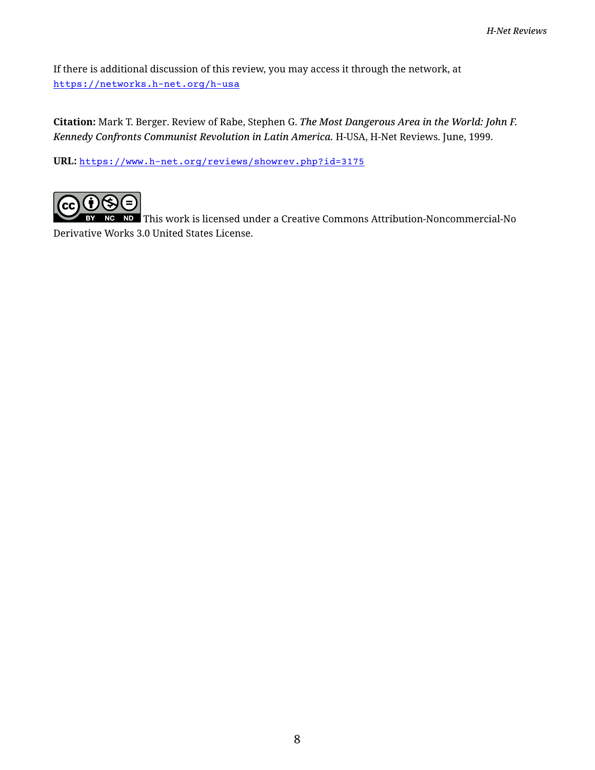If there is additional discussion of this review, you may access it through the network, at https://networks.h-net.org/h-usa

**Citation:** Mark T. Berger. Review of Rabe, Stephen G. *The Most Dangerous Area in the World: John F. Kennedy Confronts Communist Revolution in Latin America.* H-USA, H-Net Reviews. June, 1999.

**URL:** https://www.h-net.org/reviews/showrev.php?id=3175

This work is licensed under a Creative Commons Attribution-Noncommercial-No Derivative Works 3.0 United States License.